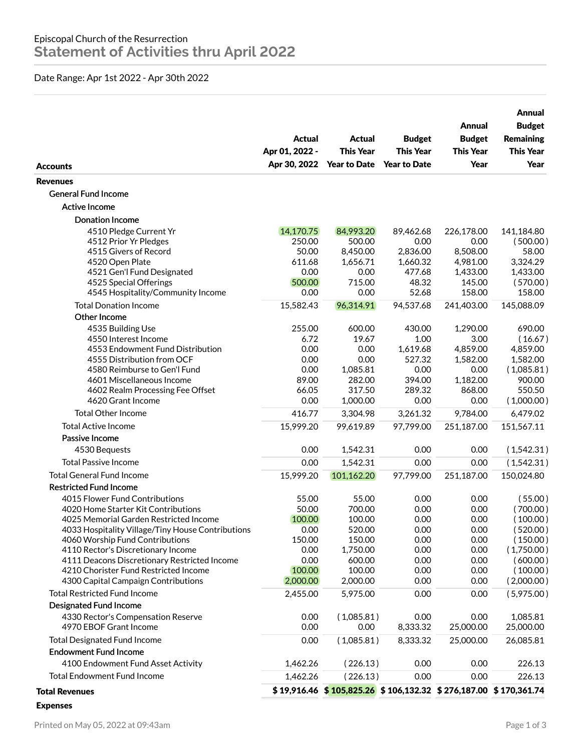Episcopal Church of the Resurrection

# Statement of Activities thru April 2022

Date Range: Apr 1st 2022 - Apr 30th 2022

| Accounts | Actual Apr 01, 2022 - Apr 30, 2022 | Actual This Year Year to Date | Budget This Year Year to Date | Annual Budget This Year Year | Annual Budget Remaining This Year Year |
|---|---|---|---|---|---|
| **Revenues** | | | | | |
| General Fund Income | | | | | |
| Active Income | | | | | |
| Donation Income | | | | | |
| 4510 Pledge Current Yr | 14,170.75 | 84,993.20 | 89,462.68 | 226,178.00 | 141,184.80 |
| 4512 Prior Yr Pledges | 250.00 | 500.00 | 0.00 | 0.00 | ( 500.00 ) |
| 4515 Givers of Record | 50.00 | 8,450.00 | 2,836.00 | 8,508.00 | 58.00 |
| 4520 Open Plate | 611.68 | 1,656.71 | 1,660.32 | 4,981.00 | 3,324.29 |
| 4521 Gen'l Fund Designated | 0.00 | 0.00 | 477.68 | 1,433.00 | 1,433.00 |
| 4525 Special Offerings | 500.00 | 715.00 | 48.32 | 145.00 | ( 570.00 ) |
| 4545 Hospitality/Community Income | 0.00 | 0.00 | 52.68 | 158.00 | 158.00 |
| Total Donation Income | 15,582.43 | 96,314.91 | 94,537.68 | 241,403.00 | 145,088.09 |
| Other Income | | | | | |
| 4535 Building Use | 255.00 | 600.00 | 430.00 | 1,290.00 | 690.00 |
| 4550 Interest Income | 6.72 | 19.67 | 1.00 | 3.00 | ( 16.67 ) |
| 4553 Endowment Fund Distribution | 0.00 | 0.00 | 1,619.68 | 4,859.00 | 4,859.00 |
| 4555 Distribution from OCF | 0.00 | 0.00 | 527.32 | 1,582.00 | 1,582.00 |
| 4580 Reimburse to Gen'l Fund | 0.00 | 1,085.81 | 0.00 | 0.00 | ( 1,085.81 ) |
| 4601 Miscellaneous Income | 89.00 | 282.00 | 394.00 | 1,182.00 | 900.00 |
| 4602 Realm Processing Fee Offset | 66.05 | 317.50 | 289.32 | 868.00 | 550.50 |
| 4620 Grant Income | 0.00 | 1,000.00 | 0.00 | 0.00 | ( 1,000.00 ) |
| Total Other Income | 416.77 | 3,304.98 | 3,261.32 | 9,784.00 | 6,479.02 |
| Total Active Income | 15,999.20 | 99,619.89 | 97,799.00 | 251,187.00 | 151,567.11 |
| Passive Income | | | | | |
| 4530 Bequests | 0.00 | 1,542.31 | 0.00 | 0.00 | ( 1,542.31 ) |
| Total Passive Income | 0.00 | 1,542.31 | 0.00 | 0.00 | ( 1,542.31 ) |
| Total General Fund Income | 15,999.20 | 101,162.20 | 97,799.00 | 251,187.00 | 150,024.80 |
| Restricted Fund Income | | | | | |
| 4015 Flower Fund Contributions | 55.00 | 55.00 | 0.00 | 0.00 | ( 55.00 ) |
| 4020 Home Starter Kit Contributions | 50.00 | 700.00 | 0.00 | 0.00 | ( 700.00 ) |
| 4025 Memorial Garden Restricted Income | 100.00 | 100.00 | 0.00 | 0.00 | ( 100.00 ) |
| 4033 Hospitality Village/Tiny House Contributions | 0.00 | 520.00 | 0.00 | 0.00 | ( 520.00 ) |
| 4060 Worship Fund Contributions | 150.00 | 150.00 | 0.00 | 0.00 | ( 150.00 ) |
| 4110 Rector's Discretionary Income | 0.00 | 1,750.00 | 0.00 | 0.00 | ( 1,750.00 ) |
| 4111 Deacons Discretionary Restricted Income | 0.00 | 600.00 | 0.00 | 0.00 | ( 600.00 ) |
| 4210 Chorister Fund Restricted Income | 100.00 | 100.00 | 0.00 | 0.00 | ( 100.00 ) |
| 4300 Capital Campaign Contributions | 2,000.00 | 2,000.00 | 0.00 | 0.00 | ( 2,000.00 ) |
| Total Restricted Fund Income | 2,455.00 | 5,975.00 | 0.00 | 0.00 | ( 5,975.00 ) |
| Designated Fund Income | | | | | |
| 4330 Rector's Compensation Reserve | 0.00 | ( 1,085.81 ) | 0.00 | 0.00 | 1,085.81 |
| 4970 EBOF Grant Income | 0.00 | 0.00 | 8,333.32 | 25,000.00 | 25,000.00 |
| Total Designated Fund Income | 0.00 | ( 1,085.81 ) | 8,333.32 | 25,000.00 | 26,085.81 |
| Endowment Fund Income | | | | | |
| 4100 Endowment Fund Asset Activity | 1,462.26 | ( 226.13 ) | 0.00 | 0.00 | 226.13 |
| Total Endowment Fund Income | 1,462.26 | ( 226.13 ) | 0.00 | 0.00 | 226.13 |
| **Total Revenues** | **$ 19,916.46** | **$ 105,825.26** | **$ 106,132.32** | **$ 276,187.00** | **$ 170,361.74** |
| **Expenses** | | | | | |

Printed on May 05, 2022 at 09:43am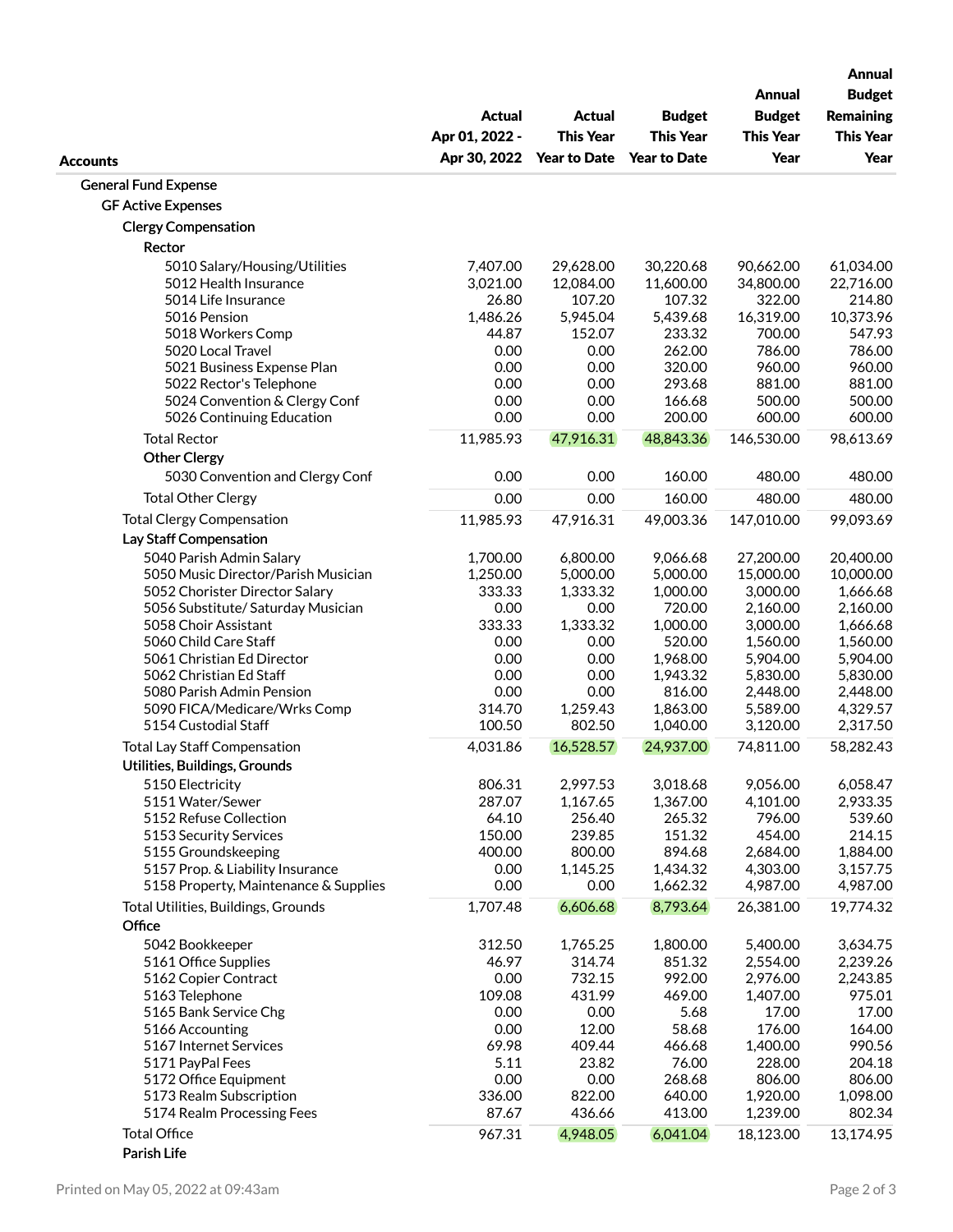| Accounts | Actual Apr 01, 2022 - Apr 30, 2022 | Actual This Year Year to Date | Budget This Year Year to Date | Annual Budget This Year | Annual Budget Remaining This Year |
|---|---|---|---|---|---|
| General Fund Expense | | | | | |
| GF Active Expenses | | | | | |
| Clergy Compensation | | | | | |
| Rector | | | | | |
| 5010 Salary/Housing/Utilities | 7,407.00 | 29,628.00 | 30,220.68 | 90,662.00 | 61,034.00 |
| 5012 Health Insurance | 3,021.00 | 12,084.00 | 11,600.00 | 34,800.00 | 22,716.00 |
| 5014 Life Insurance | 26.80 | 107.20 | 107.32 | 322.00 | 214.80 |
| 5016 Pension | 1,486.26 | 5,945.04 | 5,439.68 | 16,319.00 | 10,373.96 |
| 5018 Workers Comp | 44.87 | 152.07 | 233.32 | 700.00 | 547.93 |
| 5020 Local Travel | 0.00 | 0.00 | 262.00 | 786.00 | 786.00 |
| 5021 Business Expense Plan | 0.00 | 0.00 | 320.00 | 960.00 | 960.00 |
| 5022 Rector's Telephone | 0.00 | 0.00 | 293.68 | 881.00 | 881.00 |
| 5024 Convention & Clergy Conf | 0.00 | 0.00 | 166.68 | 500.00 | 500.00 |
| 5026 Continuing Education | 0.00 | 0.00 | 200.00 | 600.00 | 600.00 |
| Total Rector | 11,985.93 | 47,916.31 | 48,843.36 | 146,530.00 | 98,613.69 |
| Other Clergy | | | | | |
| 5030 Convention and Clergy Conf | 0.00 | 0.00 | 160.00 | 480.00 | 480.00 |
| Total Other Clergy | 0.00 | 0.00 | 160.00 | 480.00 | 480.00 |
| Total Clergy Compensation | 11,985.93 | 47,916.31 | 49,003.36 | 147,010.00 | 99,093.69 |
| Lay Staff Compensation | | | | | |
| 5040 Parish Admin Salary | 1,700.00 | 6,800.00 | 9,066.68 | 27,200.00 | 20,400.00 |
| 5050 Music Director/Parish Musician | 1,250.00 | 5,000.00 | 5,000.00 | 15,000.00 | 10,000.00 |
| 5052 Chorister Director Salary | 333.33 | 1,333.32 | 1,000.00 | 3,000.00 | 1,666.68 |
| 5056 Substitute/ Saturday Musician | 0.00 | 0.00 | 720.00 | 2,160.00 | 2,160.00 |
| 5058 Choir Assistant | 333.33 | 1,333.32 | 1,000.00 | 3,000.00 | 1,666.68 |
| 5060 Child Care Staff | 0.00 | 0.00 | 520.00 | 1,560.00 | 1,560.00 |
| 5061 Christian Ed Director | 0.00 | 0.00 | 1,968.00 | 5,904.00 | 5,904.00 |
| 5062 Christian Ed Staff | 0.00 | 0.00 | 1,943.32 | 5,830.00 | 5,830.00 |
| 5080 Parish Admin Pension | 0.00 | 0.00 | 816.00 | 2,448.00 | 2,448.00 |
| 5090 FICA/Medicare/Wrks Comp | 314.70 | 1,259.43 | 1,863.00 | 5,589.00 | 4,329.57 |
| 5154 Custodial Staff | 100.50 | 802.50 | 1,040.00 | 3,120.00 | 2,317.50 |
| Total Lay Staff Compensation | 4,031.86 | 16,528.57 | 24,937.00 | 74,811.00 | 58,282.43 |
| Utilities, Buildings, Grounds | | | | | |
| 5150 Electricity | 806.31 | 2,997.53 | 3,018.68 | 9,056.00 | 6,058.47 |
| 5151 Water/Sewer | 287.07 | 1,167.65 | 1,367.00 | 4,101.00 | 2,933.35 |
| 5152 Refuse Collection | 64.10 | 256.40 | 265.32 | 796.00 | 539.60 |
| 5153 Security Services | 150.00 | 239.85 | 151.32 | 454.00 | 214.15 |
| 5155 Groundskeeping | 400.00 | 800.00 | 894.68 | 2,684.00 | 1,884.00 |
| 5157 Prop. & Liability Insurance | 0.00 | 1,145.25 | 1,434.32 | 4,303.00 | 3,157.75 |
| 5158 Property, Maintenance & Supplies | 0.00 | 0.00 | 1,662.32 | 4,987.00 | 4,987.00 |
| Total Utilities, Buildings, Grounds | 1,707.48 | 6,606.68 | 8,793.64 | 26,381.00 | 19,774.32 |
| Office | | | | | |
| 5042 Bookkeeper | 312.50 | 1,765.25 | 1,800.00 | 5,400.00 | 3,634.75 |
| 5161 Office Supplies | 46.97 | 314.74 | 851.32 | 2,554.00 | 2,239.26 |
| 5162 Copier Contract | 0.00 | 732.15 | 992.00 | 2,976.00 | 2,243.85 |
| 5163 Telephone | 109.08 | 431.99 | 469.00 | 1,407.00 | 975.01 |
| 5165 Bank Service Chg | 0.00 | 0.00 | 5.68 | 17.00 | 17.00 |
| 5166 Accounting | 0.00 | 12.00 | 58.68 | 176.00 | 164.00 |
| 5167 Internet Services | 69.98 | 409.44 | 466.68 | 1,400.00 | 990.56 |
| 5171 PayPal Fees | 5.11 | 23.82 | 76.00 | 228.00 | 204.18 |
| 5172 Office Equipment | 0.00 | 0.00 | 268.68 | 806.00 | 806.00 |
| 5173 Realm Subscription | 336.00 | 822.00 | 640.00 | 1,920.00 | 1,098.00 |
| 5174 Realm Processing Fees | 87.67 | 436.66 | 413.00 | 1,239.00 | 802.34 |
| Total Office | 967.31 | 4,948.05 | 6,041.04 | 18,123.00 | 13,174.95 |
| Parish Life | | | | | |

Printed on May 05, 2022 at 09:43am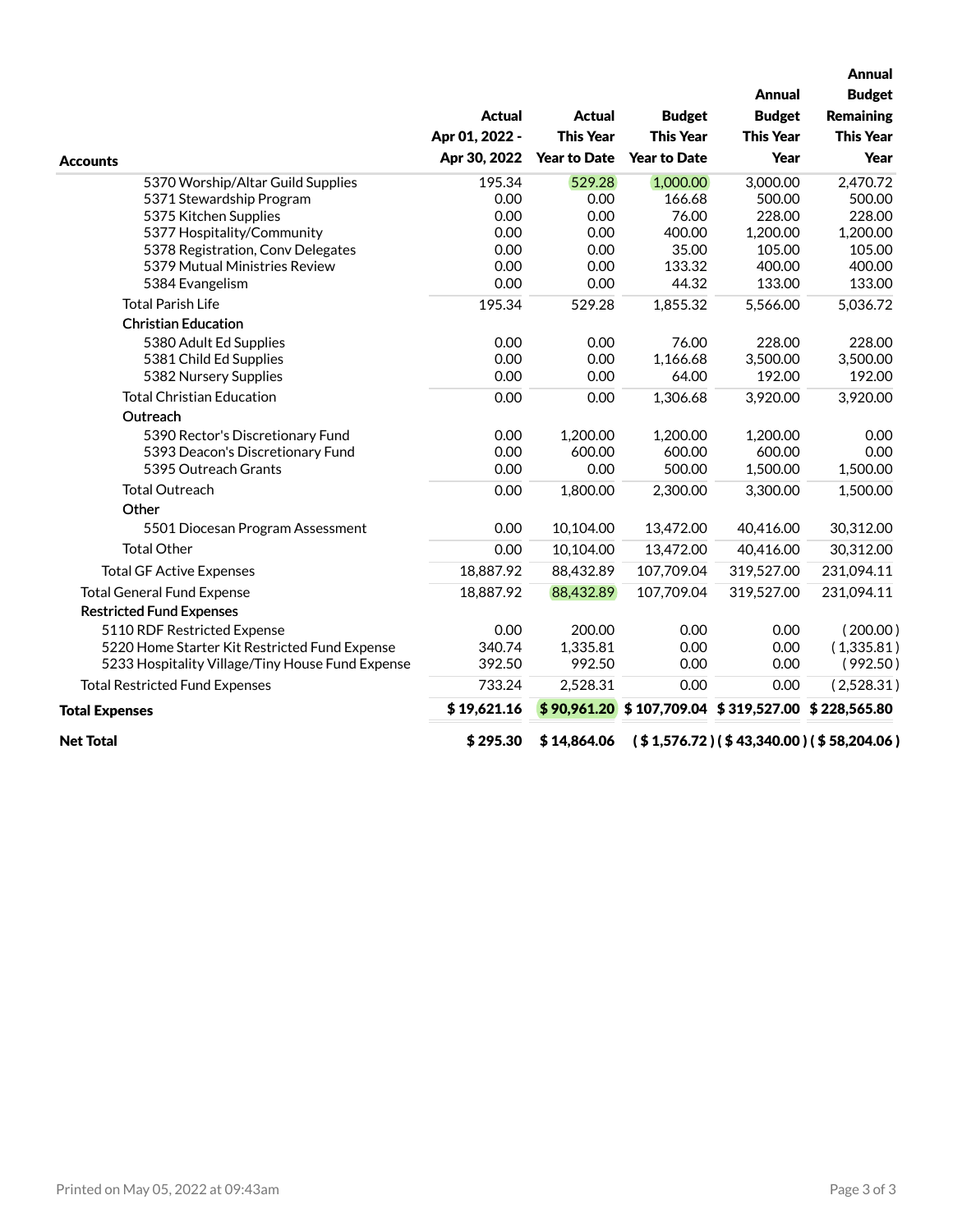| Accounts | Actual Apr 01, 2022 - Apr 30, 2022 | Actual This Year Year to Date | Budget This Year Year to Date | Annual Budget This Year Year | Annual Budget Remaining This Year Year |
|---|---|---|---|---|---|
| 5370 Worship/Altar Guild Supplies | 195.34 | 529.28 | 1,000.00 | 3,000.00 | 2,470.72 |
| 5371 Stewardship Program | 0.00 | 0.00 | 166.68 | 500.00 | 500.00 |
| 5375 Kitchen Supplies | 0.00 | 0.00 | 76.00 | 228.00 | 228.00 |
| 5377 Hospitality/Community | 0.00 | 0.00 | 400.00 | 1,200.00 | 1,200.00 |
| 5378 Registration, Conv Delegates | 0.00 | 0.00 | 35.00 | 105.00 | 105.00 |
| 5379 Mutual Ministries Review | 0.00 | 0.00 | 133.32 | 400.00 | 400.00 |
| 5384 Evangelism | 0.00 | 0.00 | 44.32 | 133.00 | 133.00 |
| Total Parish Life | 195.34 | 529.28 | 1,855.32 | 5,566.00 | 5,036.72 |
| **Christian Education** | | | | | |
| 5380 Adult Ed Supplies | 0.00 | 0.00 | 76.00 | 228.00 | 228.00 |
| 5381 Child Ed Supplies | 0.00 | 0.00 | 1,166.68 | 3,500.00 | 3,500.00 |
| 5382 Nursery Supplies | 0.00 | 0.00 | 64.00 | 192.00 | 192.00 |
| Total Christian Education | 0.00 | 0.00 | 1,306.68 | 3,920.00 | 3,920.00 |
| **Outreach** | | | | | |
| 5390 Rector's Discretionary Fund | 0.00 | 1,200.00 | 1,200.00 | 1,200.00 | 0.00 |
| 5393 Deacon's Discretionary Fund | 0.00 | 600.00 | 600.00 | 600.00 | 0.00 |
| 5395 Outreach Grants | 0.00 | 0.00 | 500.00 | 1,500.00 | 1,500.00 |
| Total Outreach | 0.00 | 1,800.00 | 2,300.00 | 3,300.00 | 1,500.00 |
| **Other** | | | | | |
| 5501 Diocesan Program Assessment | 0.00 | 10,104.00 | 13,472.00 | 40,416.00 | 30,312.00 |
| Total Other | 0.00 | 10,104.00 | 13,472.00 | 40,416.00 | 30,312.00 |
| Total GF Active Expenses | 18,887.92 | 88,432.89 | 107,709.04 | 319,527.00 | 231,094.11 |
| Total General Fund Expense | 18,887.92 | 88,432.89 | 107,709.04 | 319,527.00 | 231,094.11 |
| **Restricted Fund Expenses** | | | | | |
| 5110 RDF Restricted Expense | 0.00 | 200.00 | 0.00 | 0.00 | ( 200.00 ) |
| 5220 Home Starter Kit Restricted Fund Expense | 340.74 | 1,335.81 | 0.00 | 0.00 | ( 1,335.81 ) |
| 5233 Hospitality Village/Tiny House Fund Expense | 392.50 | 992.50 | 0.00 | 0.00 | ( 992.50 ) |
| Total Restricted Fund Expenses | 733.24 | 2,528.31 | 0.00 | 0.00 | ( 2,528.31 ) |
| **Total Expenses** | **$ 19,621.16** | **$ 90,961.20** | **$ 107,709.04** | **$ 319,527.00** | **$ 228,565.80** |
| **Net Total** | **$ 295.30** | **$ 14,864.06** | **( $ 1,576.72 )** | **( $ 43,340.00 )** | **( $ 58,204.06 )** |

Printed on May 05, 2022 at 09:43am